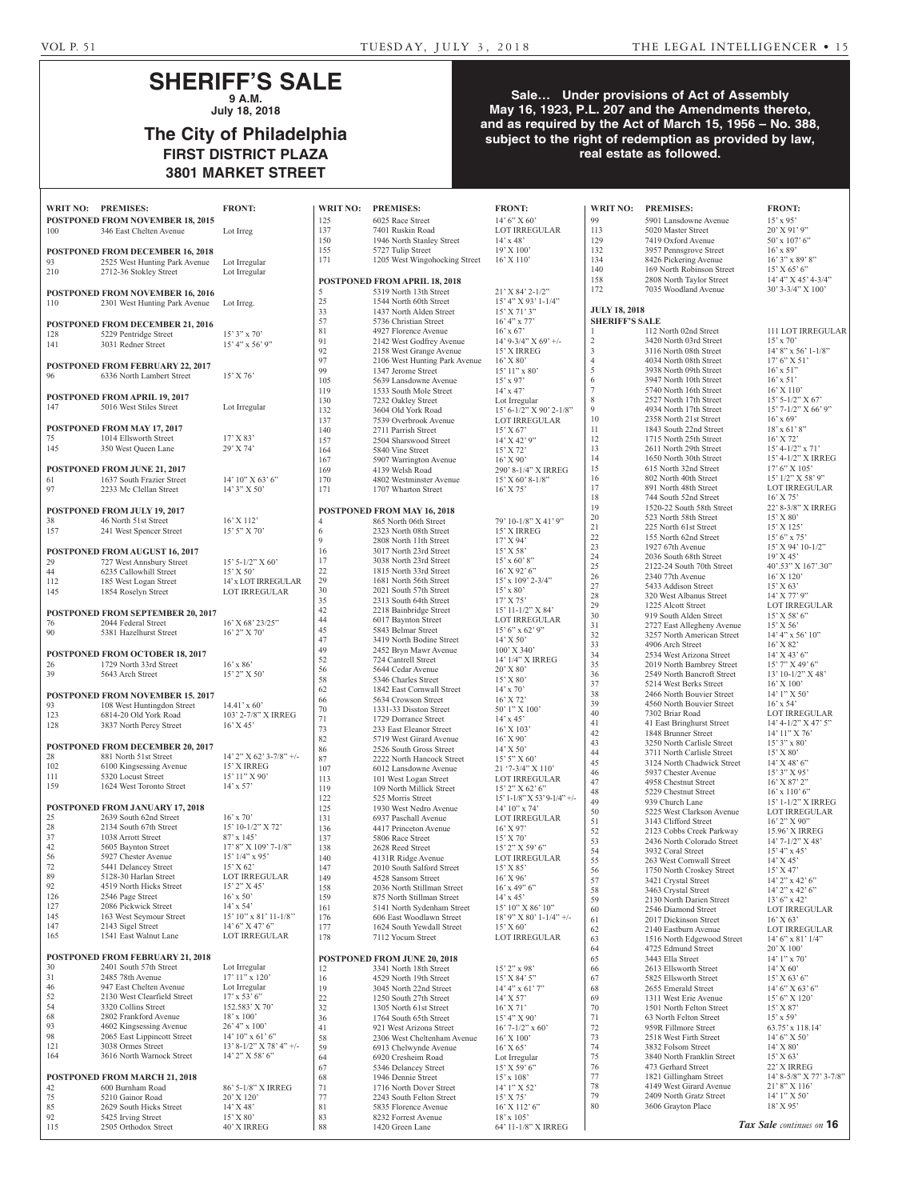# SHERIFF'S SALE

**9 A.M.**
**July 18, 2018**

## The City of Philadelphia
### FIRST DISTRICT PLAZA
### 3801 MARKET STREET

**Sale... Under provisions of Act of Assembly May 16, 1923, P.L. 207 and the Amendments thereto, and as required by the Act of March 15, 1956 – No. 388, subject to the right of redemption as provided by law, real estate as followed.**

| WRIT NO: | PREMISES: | FRONT: |
|---|---|---|
| **POSTPONED FROM NOVEMBER 18, 2015** | | |
| 100 | 346 East Chelten Avenue | Lot Irreg |
| **POSTPONED FROM DECEMBER 16, 2018** | | |
| 93 | 2525 West Hunting Park Avenue | Lot Irregular |
| 210 | 2712-36 Stokley Street | Lot Irregular |
| **POSTPONED FROM NOVEMBER 16, 2016** | | |
| 110 | 2301 West Hunting Park Avenue | Lot Irreg. |
| **POSTPONED FROM DECEMBER 21, 2016** | | |
| 128 | 5229 Pentridge Street | 15' 3" x 70' |
| 141 | 3031 Redner Street | 15' 4" x 56' 9" |
| **POSTPONED FROM FEBRUARY 22, 2017** | | |
| 96 | 6336 North Lambert Street | 15' X 76' |
| **POSTPONED FROM APRIL 19, 2017** | | |
| 147 | 5016 West Stiles Street | Lot Irregular |
| **POSTPONED FROM MAY 17, 2017** | | |
| 75 | 1014 Ellsworth Street | 17' X 83' |
| 145 | 350 West Queen Lane | 29' X 74' |
| **POSTPONED FROM JUNE 21, 2017** | | |
| 61 | 1637 South Frazier Street | 14' 10" X 63' 6" |
| 97 | 2233 Mc Clellan Street | 14' 3" X 50' |
| **POSTPONED FROM JULY 19, 2017** | | |
| 38 | 46 North 51st Street | 16' X 112' |
| 157 | 241 West Spencer Street | 15' 5" X 70' |
| **POSTPONED FROM AUGUST 16, 2017** | | |
| 29 | 727 West Annsbury Street | 15' 5-1/2" X 60' |
| 44 | 6235 Callowhill Street | 15' X 50' |
| 112 | 185 West Logan Street | 14' x LOT IRREGULAR |
| 145 | 1854 Roselyn Street | LOT IRREGULAR |
| **POSTPONED FROM SEPTEMBER 20, 2017** | | |
| 76 | 2044 Federal Street | 16' X 68' 23/25" |
| 90 | 5381 Hazelhurst Street | 16' 2" X 70' |
| **POSTPONED FROM OCTOBER 18, 2017** | | |
| 26 | 1729 North 33rd Street | 16' x 86' |
| 39 | 5643 Arch Street | 15' 2" X 50' |
| **POSTPONED FROM NOVEMBER 15. 2017** | | |
| 93 | 108 West Huntingdon Street | 14.41' x 60' |
| 123 | 6814-20 Old York Road | 103' 2-7/8" X IRREG |
| 128 | 3837 North Percy Street | 16' X 45' |
| **POSTPONED FROM DECEMBER 20, 2017** | | |
| 28 | 881 North 51st Street | 14' 2" X 62' 3-7/8" +/- |
| 102 | 6100 Kingsessing Avenue | 15' X IRREG |
| 111 | 5320 Locust Street | 15' 11" X 90' |
| 159 | 1624 West Toronto Street | 14' x 57' |
| **POSTPONED FROM JANUARY 17, 2018** | | |
| 25 | 2639 South 62nd Street | 16' x 70' |
| 28 | 2134 South 67th Street | 15' 10-1/2" X 72' |
| 37 | 1038 Arrott Street | 87' x 145' |
| 42 | 5605 Baynton Street | 17' 8" X 109' 7-1/8" |
| 56 | 5927 Chester Avenue | 15' 1/4" x 95' |
| 72 | 5441 Delancey Street | 15' X 62' |
| 89 | 5128-30 Harlan Street | LOT IRREGULAR |
| 92 | 4519 North Hicks Street | 15' 2" X 45' |
| 126 | 2546 Page Street | 16' x 50' |
| 127 | 2086 Pickwick Street | 14' x 54' |
| 145 | 163 West Seymour Street | 15' 10" x 81' 11-1/8" |
| 147 | 2143 Sigel Street | 14' 6" X 47' 6" |
| 165 | 1541 East Walnut Lane | LOT IRREGULAR |
| **POSTPONED FROM FEBRUARY 21, 2018** | | |
| 30 | 2401 South 57th Street | Lot Irregular |
| 31 | 2485 78th Avenue | 17' 11" x 120' |
| 46 | 947 East Chelten Avenue | Lot Irregular |
| 52 | 2130 West Clearfield Street | 17' x 53' 6" |
| 54 | 3320 Collins Street | 152.583' X 70' |
| 68 | 2802 Frankford Avenue | 18' x 100' |
| 93 | 4602 Kingsessing Avenue | 26' 4" x 100' |
| 98 | 2065 East Lippincott Street | 14' 10" x 61' 6" |
| 121 | 3038 Ormes Street | 13' 8-1/2" X 78' 4" +/- |
| 164 | 3616 North Warnock Street | 14' 2" X 58' 6" |
| **POSTPONED FROM MARCH 21, 2018** | | |
| 42 | 600 Burnham Road | 86' 5-1/8" X IRREG |
| 75 | 5210 Gainor Road | 20' X 120' |
| 85 | 2629 South Hicks Street | 14' X 48' |
| 92 | 5425 Irving Street | 15' X 80' |
| 115 | 2505 Orthodox Street | 40' X IRREG |
| 125 | 6025 Race Street | 14' 6" X 60' |
| 137 | 7401 Ruskin Road | LOT IRREGULAR |
| 150 | 1946 North Stanley Street | 14' x 48' |
| 155 | 5727 Tulip Street | 19' X 100' |
| 171 | 1205 West Wingohocking Street | 16' X 110' |
| **POSTPONED FROM APRIL 18, 2018** | | |
| 5 | 5319 North 13th Street | 21' X 84' 2-1/2" |
| 25 | 1544 North 60th Street | 15' 4" X 93' 1-1/4" |
| 33 | 1437 North Alden Street | 15' X 71' 3" |
| 57 | 5736 Christian Street | 16' 4" x 77' |
| 81 | 4927 Florence Avenue | 16' x 67' |
| 91 | 2142 West Godfrey Avenue | 14' 9-3/4" X 69' +/- |
| 92 | 2158 West Grange Avenue | 15' X IRREG |
| 97 | 2106 West Hunting Park Avenue | 16' X 80' |
| 99 | 1347 Jerome Street | 15' 11" x 80' |
| 105 | 5639 Lansdowne Avenue | 15' x 97' |
| 119 | 1533 South Mole Street | 14' x 47' |
| 130 | 7232 Oakley Street | Lot Irregular |
| 132 | 3604 Old York Road | 15' 6-1/2" X 90' 2-1/8" |
| 137 | 7539 Overbrook Avenue | LOT IRREGULAR |
| 140 | 2711 Parrish Street | 15' X 67' |
| 157 | 2504 Sharswood Street | 14' X 42' 9" |
| 164 | 5840 Vine Street | 15' X 72' |
| 167 | 5907 Warrington Avenue | 16' X 90' |
| 169 | 4139 Welsh Road | 290' 8-1/4" X IRREG |
| 170 | 4802 Westminster Avenue | 15' X 60' 8-1/8" |
| 171 | 1707 Wharton Street | 16' X 75' |
| **POSTPONED FROM MAY 16, 2018** | | |
| 4 | 865 North 06th Street | 79' 10-1/8" X 41' 9" |
| 6 | 2323 North 08th Street | 15' X IRREG |
| 9 | 2808 North 11th Street | 17' X 94' |
| 16 | 3017 North 23rd Street | 15' X 58' |
| 17 | 3038 North 23rd Street | 15' x 60' 8" |
| 22 | 1815 North 33rd Street | 16' X 92' 6" |
| 29 | 1681 North 56th Street | 15' x 109' 2-3/4" |
| 30 | 2021 South 57th Street | 15' x 80' |
| 35 | 2313 South 64th Street | 17' X 75' |
| 42 | 2218 Bainbridge Street | 15' 11-1/2" X 84' |
| 44 | 6017 Baynton Street | LOT IRREGULAR |
| 45 | 5843 Belmar Street | 15' 6" x 62' 9" |
| 47 | 3419 North Bodine Street | 14' X 50' |
| 49 | 2452 Bryn Mawr Avenue | 100' X 340' |
| 52 | 724 Cantrell Street | 14' 1/4" X IRREG |
| 56 | 5644 Cedar Avenue | 20' X 80' |
| 58 | 5346 Charles Street | 15' X 80' |
| 62 | 1842 East Cornwall Street | 14' x 70' |
| 66 | 5634 Crowson Street | 16' X 72' |
| 70 | 1331-33 Disston Street | 50' 1" X 100' |
| 71 | 1729 Dorrance Street | 14' x 45' |
| 73 | 233 East Eleanor Street | 16' X 103' |
| 82 | 5719 West Girard Avenue | 16' X 90' |
| 86 | 2526 South Gross Street | 14' X 50' |
| 87 | 2222 North Hancock Street | 15' 5" X 60' |
| 107 | 6012 Lansdowne Avenue | 21 '7-3/4" X 110' |
| 113 | 101 West Logan Street | LOT IRREGULAR |
| 119 | 109 North Millick Street | 15' 2" X 62' 6" |
| 122 | 525 Morris Street | 15' 1-1/8" X 53' 9-1/4" +/- |
| 125 | 1930 West Nedro Avenue | 14' 10" x 74' |
| 131 | 6937 Paschall Avenue | LOT IRREGULAR |
| 136 | 4417 Princeton Avenue | 16' X 97' |
| 137 | 5806 Race Street | 15' X 70' |
| 138 | 2628 Reed Street | 15' 2" X 59' 6" |
| 140 | 4131R Ridge Avenue | LOT IRREGULAR |
| 147 | 2010 South Salford Street | 15' X 85' |
| 149 | 4528 Sansom Street | 16' X 96' |
| 158 | 2036 North Stillman Street | 16' x 49' 6" |
| 159 | 875 North Stillman Street | 14' x 45' |
| 161 | 5141 North Sydenham Street | 15' 10" X 86' 10" |
| 176 | 606 East Woodlawn Street | 18' 9" X 80' 1-1/4" +/- |
| 177 | 1624 South Yewdall Street | 15' X 60' |
| 178 | 7112 Yocum Street | LOT IRREGULAR |
| **POSTPONED FROM JUNE 20, 2018** | | |
| 12 | 3341 North 18th Street | 15' 2" x 98' |
| 16 | 4529 North 19th Street | 15' X 84' 5" |
| 19 | 3045 North 22nd Street | 14' 4" x 61' 7" |
| 22 | 1250 South 27th Street | 14' X 57' |
| 32 | 1305 North 61st Street | 16' X 71' |
| 36 | 1764 South 65th Street | 15' 4" X 90' |
| 41 | 921 West Arizona Street | 16' 7-1/2" x 60' |
| 58 | 2306 West Cheltenham Avenue | 16' X 100' |
| 59 | 6913 Chelwynde Avenue | 16' X 65' |
| 64 | 6920 Cresheim Road | Lot Irregular |
| 67 | 5346 Delancey Street | 15' X 59' 6" |
| 68 | 1946 Dennie Street | 15' x 108' |
| 71 | 1716 North Dover Street | 14' 1" X 52' |
| 77 | 2243 South Felton Street | 15' X 75' |
| 81 | 5835 Florence Avenue | 16' X 112' 6" |
| 83 | 8232 Forrest Avenue | 18' x 105' |
| 88 | 1420 Green Lane | 64' 11-1/8" X IRREG |
| 99 | 5901 Lansdowne Avenue | 15' x 95' |
| 113 | 5020 Master Street | 20' X 91' 9" |
| 129 | 7419 Oxford Avenue | 50' x 107' 6" |
| 132 | 3957 Pennsgrove Street | 16' x 89' |
| 134 | 8426 Pickering Avenue | 16' 3" x 89' 8" |
| 140 | 169 North Robinson Street | 15' X 65' 6" |
| 158 | 2808 North Taylor Street | 14' 4" X 45' 4-3/4" |
| 172 | 7035 Woodland Avenue | 30' 3-3/4" X 100' |
| **JULY 18, 2018** | | |
| **SHERIFF'S SALE** | | |
| 1 | 112 North 02nd Street | 111 LOT IRREGULAR |
| 2 | 3420 North 03rd Street | 15' x 70' |
| 3 | 3116 North 08th Street | 14' 8" x 56' 1-1/8" |
| 4 | 4034 North 08th Street | 17' 6" X 51' |
| 5 | 3938 North 09th Street | 16' x 51' |
| 6 | 3947 North 10th Street | 16' x 51' |
| 7 | 5740 North 16th Street | 16' X 110' |
| 8 | 2527 North 17th Street | 15' 5-1/2" X 67' |
| 9 | 4934 North 17th Street | 15' 7-1/2" X 66' 9" |
| 10 | 2358 North 21st Street | 16' x 69' |
| 11 | 1843 South 22nd Street | 18' x 61' 8" |
| 12 | 1715 North 25th Street | 16' X 72' |
| 13 | 2611 North 29th Street | 15' 4-1/2" x 71' |
| 14 | 1650 North 30th Street | 15' 4-1/2" X IRREG |
| 15 | 615 North 32nd Street | 17' 6" X 105' |
| 16 | 802 North 40th Street | 15' 1/2" X 58' 9" |
| 17 | 891 North 48th Street | LOT IRREGULAR |
| 18 | 744 South 52nd Street | 16' X 75' |
| 19 | 1520-22 South 58th Street | 22' 8-3/8" X IRREG |
| 20 | 523 North 58th Street | 15' X 80' |
| 21 | 225 North 61st Street | 15' X 125' |
| 22 | 155 North 62nd Street | 15' 6" x 75' |
| 23 | 1927 67th Avenue | 15' X 94' 10-1/2" |
| 24 | 2036 South 68th Street | 19' X 45' |
| 25 | 2122-24 South 70th Street | 40'.53" X 167.30" |
| 26 | 2340 77th Avenue | 16' X 120' |
| 27 | 5433 Addison Street | 15' X 63' |
| 28 | 320 West Albanus Street | 14' X 77' 9" |
| 29 | 1225 Alcott Street | LOT IRREGULAR |
| 30 | 919 South Alden Street | 15' X 58' 6" |
| 31 | 2727 East Allegheny Avenue | 15' X 56' |
| 32 | 3257 North American Street | 14' 4" x 56' 10" |
| 33 | 4906 Arch Street | 16' X 82' |
| 34 | 2534 West Arizona Street | 14' X 43' 6" |
| 35 | 2019 North Bambrey Street | 15' 7" X 49' 6" |
| 36 | 2549 North Bancroft Street | 13' 10-1/2" X 48' |
| 37 | 5214 West Berks Street | 16' X 100' |
| 38 | 2466 North Bouvier Street | 14' 1" X 50' |
| 39 | 4560 North Bouvier Street | 16' x 54' |
| 40 | 7302 Briar Road | LOT IRREGULAR |
| 41 | 41 East Bringhurst Street | 14' 4-1/2" X 47' 5" |
| 42 | 1848 Brunner Street | 14' 11" X 76' |
| 43 | 3250 North Carlisle Street | 15' 3" x 80' |
| 44 | 3711 North Carlisle Street | 15' X 80' |
| 45 | 3124 North Chadwick Street | 14' X 48' 6" |
| 46 | 5937 Chester Avenue | 15' 3" X 95' |
| 47 | 4958 Chestnut Street | 16' X 87' 2" |
| 48 | 5229 Chestnut Street | 16' x 110' 6" |
| 49 | 939 Church Lane | 15' 1-1/2" X IRREG |
| 50 | 5225 West Clarkson Avenue | LOT IRREGULAR |
| 51 | 3143 Clifford Street | 16' 2" X 90" |
| 52 | 2123 Cobbs Creek Parkway | 15.96' X IRREG |
| 53 | 2436 North Colorado Street | 14' 7-1/2" X 48' |
| 54 | 3932 Coral Street | 15' 4" x 45' |
| 55 | 263 West Cornwall Street | 14' X 45' |
| 56 | 1750 North Croskey Street | 15' X 47' |
| 57 | 3421 Crystal Street | 14' 2" x 42' 6" |
| 58 | 3463 Crystal Street | 14' 2" x 42' 6" |
| 59 | 2130 North Darien Street | 13' 6" x 42' |
| 60 | 2546 Diamond Street | LOT IRREGULAR |
| 61 | 2017 Dickinson Street | 16' X 63' |
| 62 | 2140 Eastburn Avenue | LOT IRREGULAR |
| 63 | 1516 North Edgewood Street | 14' 6" x 81' 1/4" |
| 64 | 4725 Edmund Street | 20' X 100' |
| 65 | 3443 Ella Street | 14' 1" x 70' |
| 66 | 2613 Ellsworth Street | 14' X 60' |
| 67 | 5825 Ellsworth Street | 15' X 63' 6" |
| 68 | 2655 Emerald Street | 14' 6" X 63' 6" |
| 69 | 1311 West Erie Avenue | 15' 6" X 120' |
| 70 | 1501 North Felton Street | 15' X 87' |
| 71 | 63 North Felton Street | 15' x 59' |
| 72 | 959R Fillmore Street | 63.75' x 118.14' |
| 73 | 2518 West Firth Street | 14' 6" X 50' |
| 74 | 3832 Folsom Street | 14' X 80' |
| 75 | 3840 North Franklin Street | 15' X 63' |
| 76 | 473 Gerhard Street | 22' X IRREG |
| 77 | 1821 Gillingham Street | 14' 8-5/8" X 77' 3-7/8" |
| 78 | 4149 West Girard Avenue | 21' 8" X 116' |
| 79 | 2409 North Gratz Street | 14' 1" X 50' |
| 80 | 3606 Grayton Place | 18' X 95' |

*Tax Sale continues on* **16**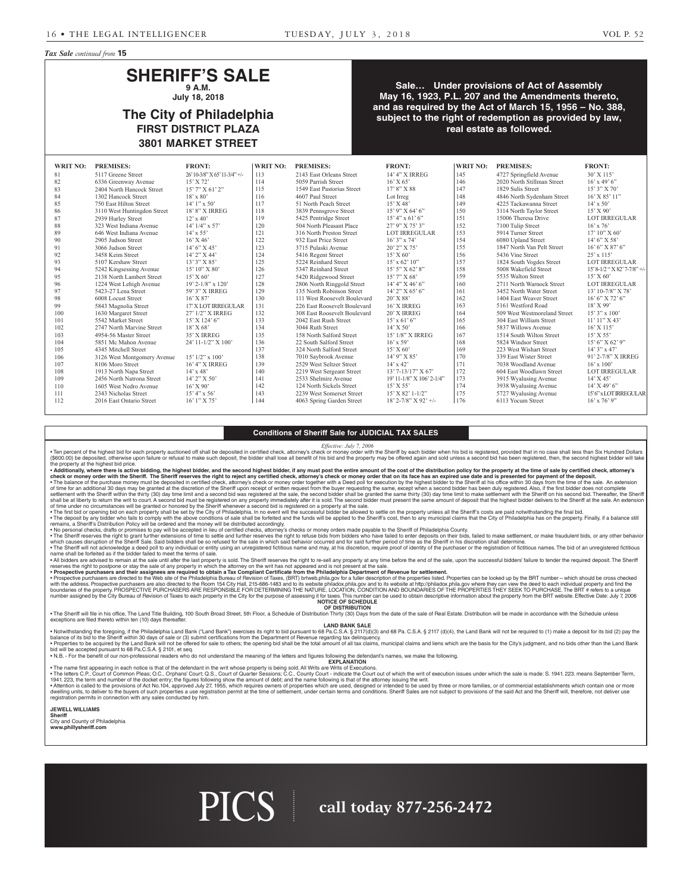*Tax Sale continued from* **15**

# SHERIFF'S SALE

**9 A.M.**
**July 18, 2018**

## The City of Philadelphia

**FIRST DISTRICT PLAZA**
**3801 MARKET STREET**

**Sale… Under provisions of Act of Assembly May 16, 1923, P.L. 207 and the Amendments thereto, and as required by the Act of March 15, 1956 – No. 388, subject to the right of redemption as provided by law, real estate as followed.**

| WRIT NO: | PREMISES: | FRONT: | WRIT NO: | PREMISES: | FRONT: | WRIT NO: | PREMISES: | FRONT: |
|---|---|---|---|---|---|---|---|---|
| 81 | 5117 Greene Street | 26'10-3/8" X 65' 11-3/4" +/- | 113 | 2143 East Orleans Street | 14' 4" X IRREG | 145 | 4727 Springfield Avenue | 30' X 115' |
| 82 | 6336 Greenway Avenue | 15' X 72' | 114 | 5059 Parrish Street | 16' X 65' | 146 | 2020 North Stillman Street | 16' x 49' 6" |
| 83 | 2404 North Hancock Street | 15' 7" X 61' 2" | 115 | 1549 East Pastorius Street | 17' 8" X 88 | 147 | 1829 Sulis Street | 15' 3" X 70' |
| 84 | 1302 Hancock Street | 18' x 80' | 116 | 4607 Paul Street | Lot Irreg | 148 | 4846 North Sydenham Street | 16' X 85' 11" |
| 85 | 750 East Hilton Street | 14' 1" x 50' | 117 | 51 North Peach Street | 15' X 48' | 149 | 4225 Tackawanna Street | 14' x 50' |
| 86 | 3110 West Huntingdon Street | 18' 8" X IRREG | 118 | 3839 Pennsgrove Street | 15' 9" X 64' 6" | 150 | 3114 North Taylor Street | 15' X 90' |
| 87 | 2939 Hurley Street | 12' x 40' | 119 | 5425 Pentridge Street | 15' 4" x 61' 6" | 151 | 15006 Theresa Drive | LOT IRREGULAR |
| 88 | 323 West Indiana Avenue | 14' 1/4" x 57' | 120 | 504 North Pleasant Place | 27' 9" X 75' 3" | 152 | 7100 Tulip Street | 16' x 76' |
| 89 | 646 West Indiana Avenue | 14' x 55' | 121 | 316 North Preston Street | LOT IRREGULAR | 153 | 5914 Turner Street | 17' 10" X 60' |
| 90 | 2905 Judson Street | 16' X 46' | 122 | 932 East Price Street | 16' 3" x 74' | 154 | 6080 Upland Street | 14' 6" X 58' |
| 91 | 3066 Judson Street | 14' 6" X 45' | 123 | 3715 Pulaski Avenue | 20' 2" X 75' | 155 | 1847 North Van Pelt Street | 16' 6" X 87' 6" |
| 92 | 3458 Keim Street | 14' 2" X 44' | 124 | 5416 Regent Street | 15' X 60' | 156 | 5436 Vine Street | 25' x 115' |
| 93 | 5107 Kershaw Street | 13' 3" X 85' | 125 | 5224 Reinhard Street | 15' x 62' 10" | 157 | 1824 South Vogdes Street | LOT IRREGULAR |
| 94 | 5242 Kingsessing Avenue | 15' 10" X 80' | 126 | 5347 Reinhard Street | 15' 5" X 62' 8" | 158 | 5008 Wakefield Street | 15' 8-1/2" X 82' 7-7/8" +/- |
| 95 | 2138 North Lambert Street | 15' X 60' | 127 | 5420 Ridgewood Street | 15' 7" X 68' | 159 | 5535 Walton Street | 15' X 60' |
| 96 | 1224 West Lehigh Avenue | 19' 2-1/8" x 120' | 128 | 2806 North Ringgold Street | 14' 4" X 46' 6" | 160 | 2711 North Warnock Street | LOT IRREGULAR |
| 97 | 5423-27 Lena Street | 59' 3" X IRREG | 129 | 135 North Robinson Street | 14' 2" X 65' 6" | 161 | 3452 North Water Street | 13' 10-7/8" X 78' |
| 98 | 6008 Locust Street | 16' X 87' | 130 | 111 West Roosevelt Boulevard | 20' X 88' | 162 | 1404 East Weaver Street | 16' 6" X 72' 6" |
| 99 | 5843 Magnolia Street | 17' X LOT IRREGULAR | 131 | 226 East Roosevelt Boulevard | 16' X IRREG | 163 | 5161 Westford Road | 18' x 99' |
| 100 | 1630 Margaret Street | 27' 1/2" X IRREG | 132 | 308 East Roosevelt Boulevard | 20' X IRREG | 164 | 509 West Westmoreland Street | 15' 3" x 100' |
| 101 | 5542 Market Street | 15' X 124' 6" | 133 | 2042 East Rush Street | 15' x 61' 6" | 165 | 304 East William Street | 11' 11" X 43' |
| 102 | 2747 North Marvine Street | 18' X 68' | 134 | 3044 Ruth Street | 14' X 50' | 166 | 5837 Willows Avenue | 16' X 115' |
| 103 | 4954-56 Master Street | 35' X IRREG | 135 | 158 North Salford Street | 15' 1/8" X IRREG | 167 | 1514 South Wilton Street | 15' X 55' |
| 104 | 5851 Mc Mahon Avenue | 24' 11-1/2" X 100' | 136 | 22 South Salford Street | 16' x 59' | 168 | 5824 Windsor Street | 15' 6" X 62' 9" |
| 105 | 4345 Mitchell Street | | 137 | 324 North Salford Street | 15' X 60' | 169 | 223 West Wishart Street | 14' 3" x 47' |
| 106 | 3126 West Montgomery Avenue | 15' 1/2" x 100' | 138 | 7010 Saybrook Avenue | 14' 9" X 85' | 170 | 339 East Wister Street | 91' 2-7/8" X IRREG |
| 107 | 8106 Moro Street | 16' 4" X IRREG | 139 | 2529 West Seltzer Street | 14' x 42' | 171 | 7038 Woodland Avenue | 16' x 100' |
| 108 | 1913 North Napa Street | 14' x 48' | 140 | 2219 West Sergeant Street | 13' 7-13/17" X 67' | 172 | 604 East Woodlawn Street | LOT IRREGULAR |
| 109 | 2456 North Natrona Street | 14' 2" X 50' | 141 | 2533 Shelmire Avenue | 19' 11-1/8" X 106' 2-1/4" | 173 | 3915 Wyalusing Avenue | 14' X 45' |
| 110 | 1605 West Nedro Avenue | 16' X 90' | 142 | 124 North Sickels Street | 15' X 55' | 174 | 3938 Wyalusing Avenue | 14' X 49' 6" |
| 111 | 2343 Nicholas Street | 15' 4" x 56' | 143 | 2239 West Somerset Street | 15' X 82' 1-1/2" | 175 | 5727 Wyalusing Avenue | 15'6" x LOT IRREGULAR |
| 112 | 2016 East Ontario Street | 16' 1" X 75' | 144 | 4063 Spring Garden Street | 18' 2-7/8" X 92' +/- | 176 | 6113 Yocum Street | 16' x 76' 9" |

## Conditions of Sheriff Sale for JUDICIAL TAX SALES

*Effective: July 7, 2006*

• Ten percent of the highest bid for each property auctioned off shall be deposited in certified check, attorney's check or money order with the Sheriff by each bidder when his bid is registered, provided that in no case shall less than Six Hundred Dollars ($600.00) be deposited, otherwise upon failure or refusal to make such deposit, the bidder shall lose all benefit of his bid and the property may be offered again and sold unless a second bid has been registered, then, the second highest bidder will take the property at the highest bid price.

• **Additionally, where there is active bidding, the highest bidder, and the second highest bidder, if any must post the entire amount of the cost of the distribution policy for the property at the time of sale by certified check, attorney's check or money order with the Sheriff. The Sheriff reserves the right to reject any certified check, attorney's check or money order that on its face has an expired use date and is presented for payment of the deposit.**

• The balance of the purchase money must be deposited in certified check, attorney's check or money order together with a Deed poll for execution by the highest bidder to the Sheriff at his office within 30 days from the time of the sale. An extension of time for an additional 30 days may be granted at the discretion of the Sheriff upon receipt of written request from the buyer requesting the same, except when a second bidder has been duly registered. Also, if the first bidder does not complete settlement with the Sheriff within the thirty (30) day time limit and a second bid was registered at the sale, the second bidder shall be granted the same thirty (30) day time limit to make settlement with the Sheriff on his second bid. Thereafter, the Sheriff shall be at liberty to return the writ to court. A second bid must be registered on any property immediately after it is sold. The second bidder must present the same amount of deposit that the highest bidder delivers to the Sheriff at the sale. An extension of time under no circumstances will be granted or honored by the Sheriff whenever a second bid is registered on a property at the sale.

• The first bid or opening bid on each property shall be set by the City of Philadelphia. In no event will the successful bidder be allowed to settle on the property unless all the Sheriff's costs are paid notwithstanding the final bid.

• The deposit by any bidder who fails to comply with the above conditions of sale shall be forfeited and the funds will be applied to the Sheriff's cost, then to any municipal claims that the City of Philadelphia has on the property. Finally, if a balance still remains, a Sheriff's Distribution Policy will be ordered and the money will be distributed accordingly.

• No personal checks, drafts or promises to pay will be accepted in lieu of certified checks, attorney's checks or money orders made payable to the Sheriff of Philadelphia County.

• The Sheriff reserves the right to grant further extensions of time to settle and further reserves the right to refuse bids from bidders who have failed to enter deposits on their bids, failed to make settlement, or make fraudulent bids, or any other behavior which causes disruption of the Sheriff Sale. Said bidders shall be so refused for the sale in which said behavior occurred and for said further period of time as the Sheriff in his discretion shall determine.

• The Sheriff will not acknowledge a deed poll to any individual or entity using an unregistered fictitious name and may, at his discretion, require proof of identity of the purchaser or the registration of fictitious names. The bid of an unregistered fictitious name shall be forfeited as if the bidder failed to meet the terms of sale.

• All bidders are advised to remain at the sale until after the last property is sold. The Sheriff reserves the right to re-sell any property at any time before the end of the sale, upon the successful bidders' failure to tender the required deposit. The Sheriff reserves the right to postpone or stay the sale of any property in which the attorney on the writ has not appeared and is not present at the sale.

• **Prospective purchasers and their assignees are required to obtain a Tax Compliant Certificate from the Philadelphia Department of Revenue for settlement.**

• Prospective purchasers are directed to the Web site of the Philadelphia Bureau of Revision of Taxes, (BRT) brtweb.phila.gov for a fuller description of the properties listed. Properties can be looked up by the BRT number – which should be cross checked with the address. Prospective purchasers are also directed to the Room 154 City Hall, 215-686-1483 and to its website at philadox.phila.gov and to its website at http://philadox.phila.gov where they can view the deed to each individual property and find the boundaries of the property. PROSPECTIVE PURCHASERS ARE RESPONSIBLE FOR DETERMINING THE NATURE, LOCATION, CONDITION AND BOUNDARIES OF THE PROPERTIES THEY SEEK TO PURCHASE. The BRT # refers to a unique number assigned by the City Bureau of Revision of Taxes to each property in the City for the purpose of assessing it for taxes. This number can be used to obtain descriptive information about the property from the BRT website. Effective Date: July 7, 2006

**NOTICE OF SCHEDULE OF DISTRIBUTION**

• The Sheriff will file in his office, The Land Title Building, 100 South Broad Street, 5th Floor, a Schedule of Distribution Thirty (30) Days from the date of the sale of Real Estate. Distribution will be made in accordance with the Schedule unless exceptions are filed thereto within ten (10) days thereafter.

**LAND BANK SALE**

• Notwithstanding the foregoing, if the Philadelphia Land Bank ("Land Bank") exercises its right to bid pursuant to 68 Pa.C.S.A. § 2117(d)(3) and 68 Pa. C.S.A. § 2117 (d)(4), the Land Bank will not be required to (1) make a deposit for its bid (2) pay the balance of its bid to the Sheriff within 30 days of sale or (3) submit certifications from the Department of Revenue regarding tax delinquency.

• Properties to be acquired by the Land Bank will not be offered for sale to others; the opening bid shall be the total amount of all tax claims, municipal claims and liens which are the basis for the City's judgment, and no bids other than the Land Bank bid will be accepted pursuant to 68 Pa.C.S.A. § 2101, et seq.

• N.B. - For the benefit of our non-professional readers who do not understand the meaning of the letters and figures following the defendant's names, we make the following.

**EXPLANATION**

• The name first appearing in each notice is that of the defendant in the writ whose property is being sold. All Writs are Writs of Executions.

• The letters C.P., Court of Common Pleas; O.C., Orphans' Court; Q.S., Court of Quarter Sessions; C.C., County Court - indicate the Court out of which the writ of execution issues under which the sale is made: S. 1941. 223. means September Term, 1941. 223, the term and number of the docket entry; the figures following show the amount of debt; and the name following is that of the attorney issuing the writ.

• Attention is called to the provisions of Act No.104, approved July 27, 1955, which requires owners of properties which are used, designed or intended to be used by three or more families, or of commercial establishments which contain one or more dwelling units, to deliver to the buyers of such properties a use registration permit at the time of settlement, under certain terms and conditions. Sheriff Sales are not subject to provisions of the said Act and the Sheriff will, therefore, not deliver use registration permits in connection with any sales conducted by him.

**JEWELL WILLIAMS**
**Sheriff**
City and County of Philadelphia
**www.phillysheriff.com**

PICS | call today 877-256-2472